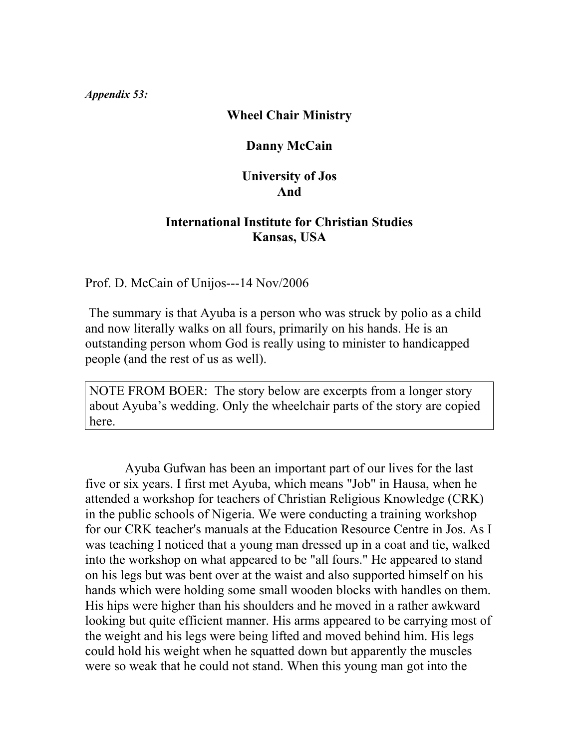*Appendix 53:*

# Wheel Chair Ministry

**Danny McCain**

**University of Jos**
**And**

**International Institute for Christian Studies**
**Kansas, USA**

Prof. D. McCain of Unijos---14 Nov/2006

The summary is that Ayuba is a person who was struck by polio as a child and now literally walks on all fours, primarily on his hands. He is an outstanding person whom God is really using to minister to handicapped people (and the rest of us as well).

> NOTE FROM BOER: The story below are excerpts from a longer story about Ayuba's wedding. Only the wheelchair parts of the story are copied here.

Ayuba Gufwan has been an important part of our lives for the last five or six years. I first met Ayuba, which means "Job" in Hausa, when he attended a workshop for teachers of Christian Religious Knowledge (CRK) in the public schools of Nigeria. We were conducting a training workshop for our CRK teacher's manuals at the Education Resource Centre in Jos. As I was teaching I noticed that a young man dressed up in a coat and tie, walked into the workshop on what appeared to be "all fours." He appeared to stand on his legs but was bent over at the waist and also supported himself on his hands which were holding some small wooden blocks with handles on them. His hips were higher than his shoulders and he moved in a rather awkward looking but quite efficient manner. His arms appeared to be carrying most of the weight and his legs were being lifted and moved behind him. His legs could hold his weight when he squatted down but apparently the muscles were so weak that he could not stand. When this young man got into the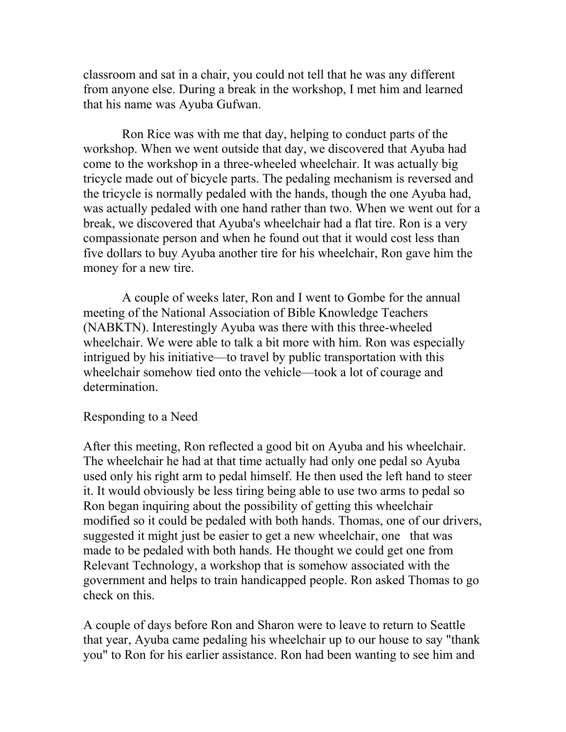classroom and sat in a chair, you could not tell that he was any different from anyone else. During a break in the workshop, I met him and learned that his name was Ayuba Gufwan.

Ron Rice was with me that day, helping to conduct parts of the workshop. When we went outside that day, we discovered that Ayuba had come to the workshop in a three-wheeled wheelchair. It was actually big tricycle made out of bicycle parts. The pedaling mechanism is reversed and the tricycle is normally pedaled with the hands, though the one Ayuba had, was actually pedaled with one hand rather than two. When we went out for a break, we discovered that Ayuba's wheelchair had a flat tire. Ron is a very compassionate person and when he found out that it would cost less than five dollars to buy Ayuba another tire for his wheelchair, Ron gave him the money for a new tire.

A couple of weeks later, Ron and I went to Gombe for the annual meeting of the National Association of Bible Knowledge Teachers (NABKTN). Interestingly Ayuba was there with this three-wheeled wheelchair. We were able to talk a bit more with him. Ron was especially intrigued by his initiative—to travel by public transportation with this wheelchair somehow tied onto the vehicle—took a lot of courage and determination.

## Responding to a Need

After this meeting, Ron reflected a good bit on Ayuba and his wheelchair. The wheelchair he had at that time actually had only one pedal so Ayuba used only his right arm to pedal himself. He then used the left hand to steer it. It would obviously be less tiring being able to use two arms to pedal so Ron began inquiring about the possibility of getting this wheelchair modified so it could be pedaled with both hands. Thomas, one of our drivers, suggested it might just be easier to get a new wheelchair, one that was made to be pedaled with both hands. He thought we could get one from Relevant Technology, a workshop that is somehow associated with the government and helps to train handicapped people. Ron asked Thomas to go check on this.

A couple of days before Ron and Sharon were to leave to return to Seattle that year, Ayuba came pedaling his wheelchair up to our house to say "thank you" to Ron for his earlier assistance. Ron had been wanting to see him and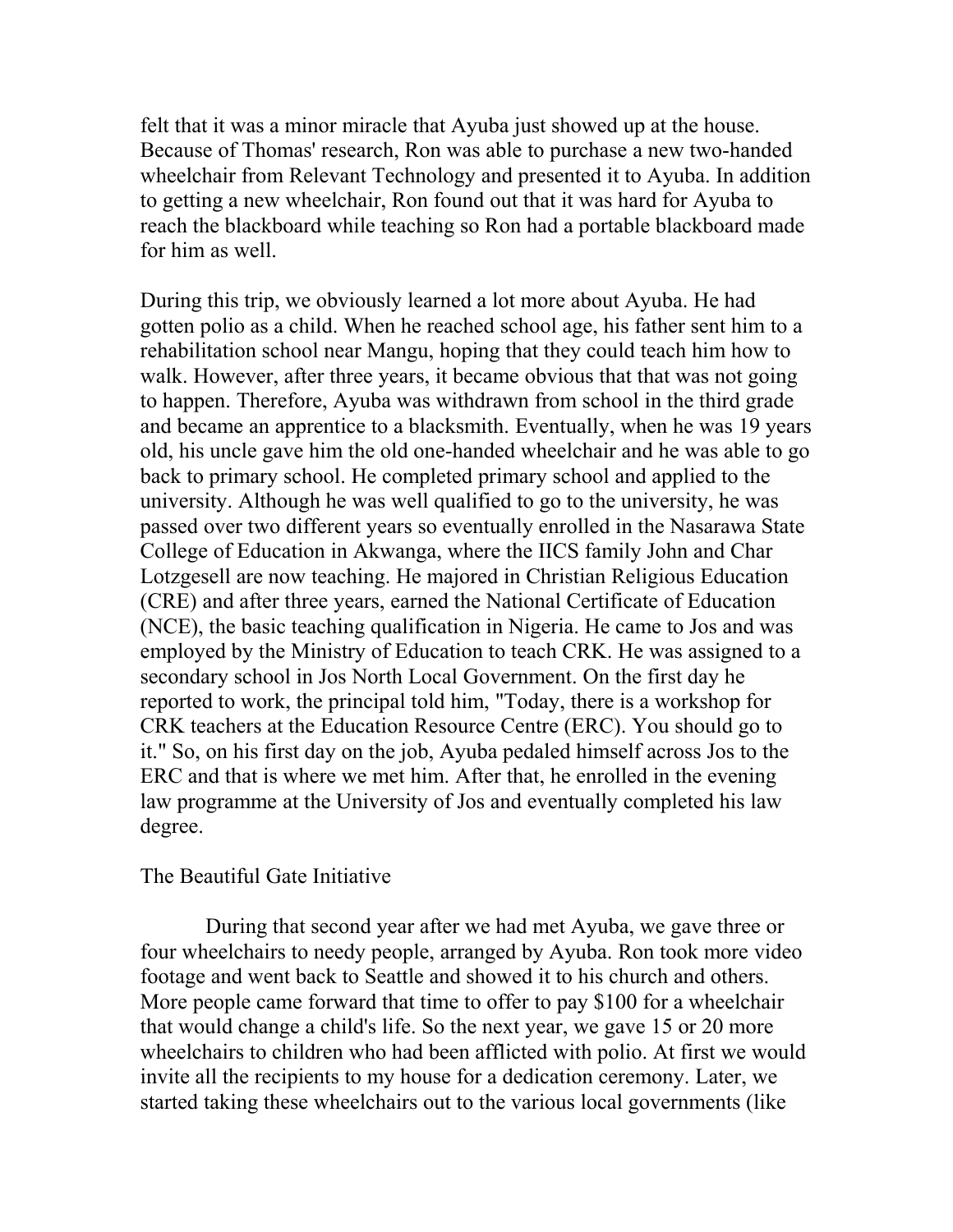felt that it was a minor miracle that Ayuba just showed up at the house. Because of Thomas' research, Ron was able to purchase a new two-handed wheelchair from Relevant Technology and presented it to Ayuba. In addition to getting a new wheelchair, Ron found out that it was hard for Ayuba to reach the blackboard while teaching so Ron had a portable blackboard made for him as well.

During this trip, we obviously learned a lot more about Ayuba. He had gotten polio as a child. When he reached school age, his father sent him to a rehabilitation school near Mangu, hoping that they could teach him how to walk. However, after three years, it became obvious that that was not going to happen. Therefore, Ayuba was withdrawn from school in the third grade and became an apprentice to a blacksmith. Eventually, when he was 19 years old, his uncle gave him the old one-handed wheelchair and he was able to go back to primary school. He completed primary school and applied to the university. Although he was well qualified to go to the university, he was passed over two different years so eventually enrolled in the Nasarawa State College of Education in Akwanga, where the IICS family John and Char Lotzgesell are now teaching. He majored in Christian Religious Education (CRE) and after three years, earned the National Certificate of Education (NCE), the basic teaching qualification in Nigeria. He came to Jos and was employed by the Ministry of Education to teach CRK. He was assigned to a secondary school in Jos North Local Government. On the first day he reported to work, the principal told him, "Today, there is a workshop for CRK teachers at the Education Resource Centre (ERC). You should go to it." So, on his first day on the job, Ayuba pedaled himself across Jos to the ERC and that is where we met him. After that, he enrolled in the evening law programme at the University of Jos and eventually completed his law degree.

## The Beautiful Gate Initiative

During that second year after we had met Ayuba, we gave three or four wheelchairs to needy people, arranged by Ayuba. Ron took more video footage and went back to Seattle and showed it to his church and others. More people came forward that time to offer to pay $100 for a wheelchair that would change a child's life. So the next year, we gave 15 or 20 more wheelchairs to children who had been afflicted with polio. At first we would invite all the recipients to my house for a dedication ceremony. Later, we started taking these wheelchairs out to the various local governments (like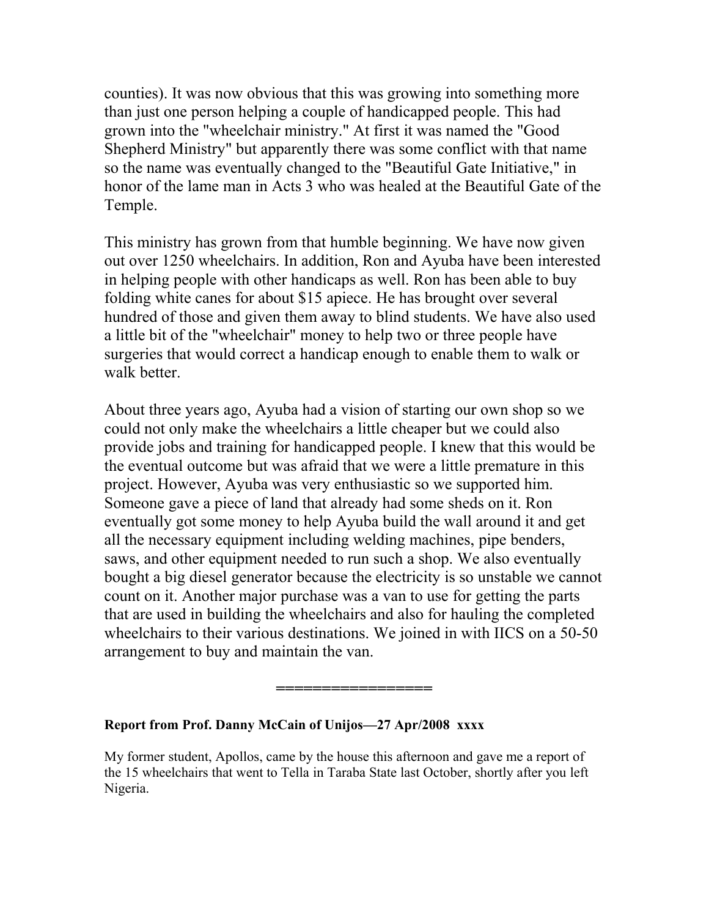counties). It was now obvious that this was growing into something more than just one person helping a couple of handicapped people. This had grown into the "wheelchair ministry." At first it was named the "Good Shepherd Ministry" but apparently there was some conflict with that name so the name was eventually changed to the "Beautiful Gate Initiative," in honor of the lame man in Acts 3 who was healed at the Beautiful Gate of the Temple.

This ministry has grown from that humble beginning. We have now given out over 1250 wheelchairs. In addition, Ron and Ayuba have been interested in helping people with other handicaps as well. Ron has been able to buy folding white canes for about $15 apiece. He has brought over several hundred of those and given them away to blind students. We have also used a little bit of the "wheelchair" money to help two or three people have surgeries that would correct a handicap enough to enable them to walk or walk better.

About three years ago, Ayuba had a vision of starting our own shop so we could not only make the wheelchairs a little cheaper but we could also provide jobs and training for handicapped people. I knew that this would be the eventual outcome but was afraid that we were a little premature in this project. However, Ayuba was very enthusiastic so we supported him. Someone gave a piece of land that already had some sheds on it. Ron eventually got some money to help Ayuba build the wall around it and get all the necessary equipment including welding machines, pipe benders, saws, and other equipment needed to run such a shop. We also eventually bought a big diesel generator because the electricity is so unstable we cannot count on it. Another major purchase was a van to use for getting the parts that are used in building the wheelchairs and also for hauling the completed wheelchairs to their various destinations. We joined in with IICS on a 50-50 arrangement to buy and maintain the van.

=================

**Report from Prof. Danny McCain of Unijos—27 Apr/2008 xxxx**

My former student, Apollos, came by the house this afternoon and gave me a report of the 15 wheelchairs that went to Tella in Taraba State last October, shortly after you left Nigeria.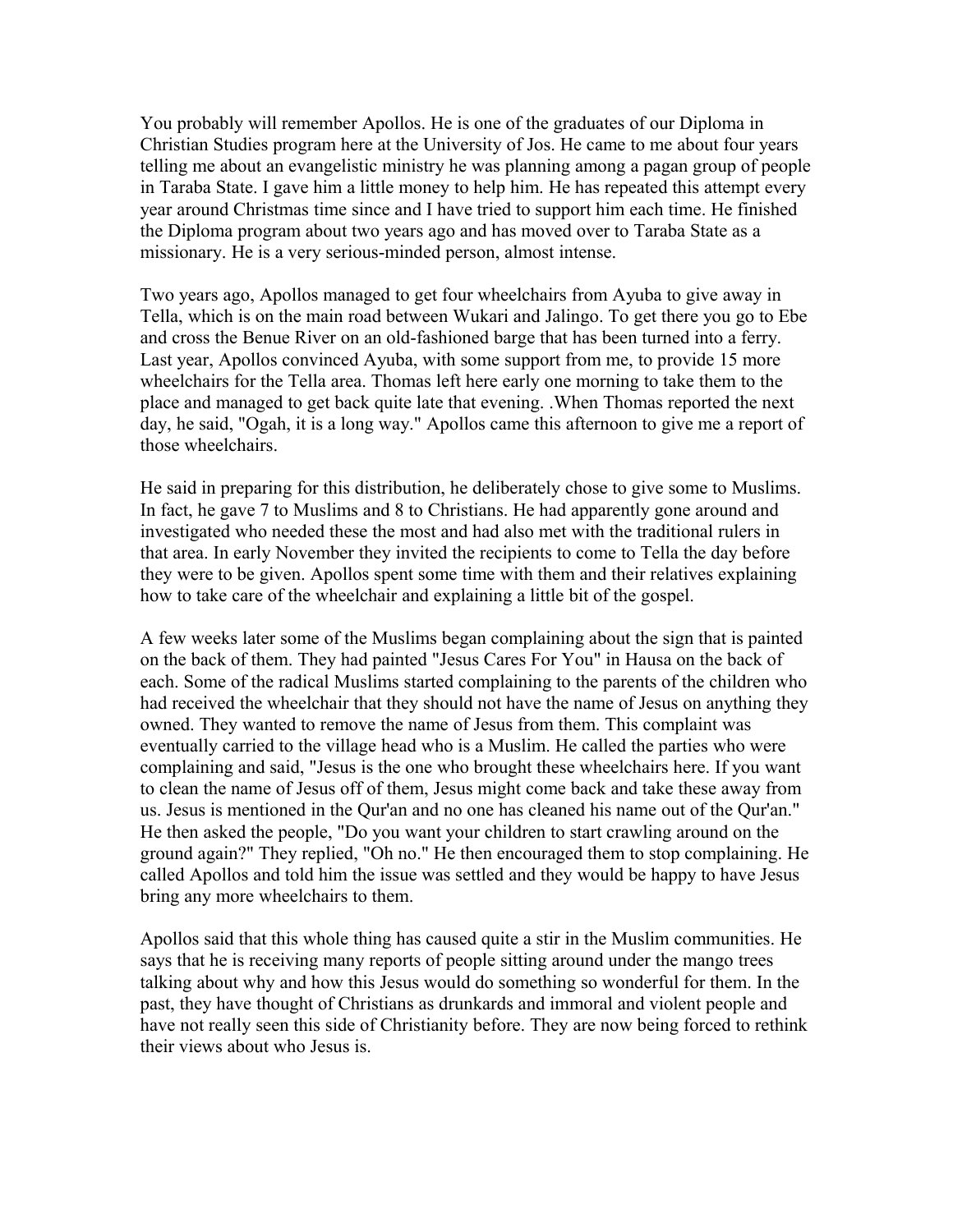You probably will remember Apollos. He is one of the graduates of our Diploma in Christian Studies program here at the University of Jos. He came to me about four years telling me about an evangelistic ministry he was planning among a pagan group of people in Taraba State. I gave him a little money to help him. He has repeated this attempt every year around Christmas time since and I have tried to support him each time. He finished the Diploma program about two years ago and has moved over to Taraba State as a missionary. He is a very serious-minded person, almost intense.

Two years ago, Apollos managed to get four wheelchairs from Ayuba to give away in Tella, which is on the main road between Wukari and Jalingo. To get there you go to Ebe and cross the Benue River on an old-fashioned barge that has been turned into a ferry. Last year, Apollos convinced Ayuba, with some support from me, to provide 15 more wheelchairs for the Tella area. Thomas left here early one morning to take them to the place and managed to get back quite late that evening. .When Thomas reported the next day, he said, "Ogah, it is a long way." Apollos came this afternoon to give me a report of those wheelchairs.

He said in preparing for this distribution, he deliberately chose to give some to Muslims. In fact, he gave 7 to Muslims and 8 to Christians. He had apparently gone around and investigated who needed these the most and had also met with the traditional rulers in that area. In early November they invited the recipients to come to Tella the day before they were to be given. Apollos spent some time with them and their relatives explaining how to take care of the wheelchair and explaining a little bit of the gospel.

A few weeks later some of the Muslims began complaining about the sign that is painted on the back of them. They had painted "Jesus Cares For You" in Hausa on the back of each. Some of the radical Muslims started complaining to the parents of the children who had received the wheelchair that they should not have the name of Jesus on anything they owned. They wanted to remove the name of Jesus from them. This complaint was eventually carried to the village head who is a Muslim. He called the parties who were complaining and said, "Jesus is the one who brought these wheelchairs here. If you want to clean the name of Jesus off of them, Jesus might come back and take these away from us. Jesus is mentioned in the Qur'an and no one has cleaned his name out of the Qur'an." He then asked the people, "Do you want your children to start crawling around on the ground again?" They replied, "Oh no." He then encouraged them to stop complaining. He called Apollos and told him the issue was settled and they would be happy to have Jesus bring any more wheelchairs to them.

Apollos said that this whole thing has caused quite a stir in the Muslim communities. He says that he is receiving many reports of people sitting around under the mango trees talking about why and how this Jesus would do something so wonderful for them. In the past, they have thought of Christians as drunkards and immoral and violent people and have not really seen this side of Christianity before. They are now being forced to rethink their views about who Jesus is.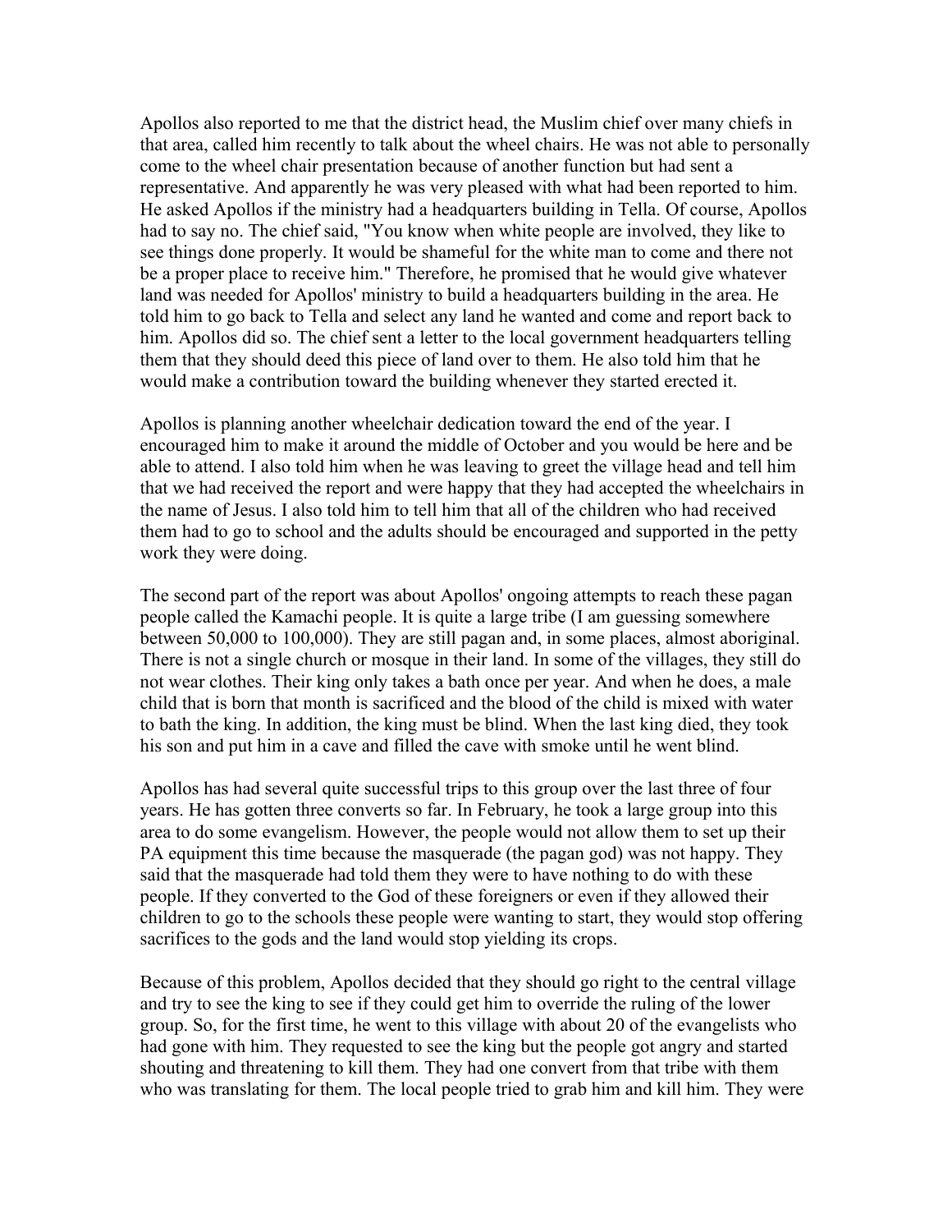Apollos also reported to me that the district head, the Muslim chief over many chiefs in that area, called him recently to talk about the wheel chairs. He was not able to personally come to the wheel chair presentation because of another function but had sent a representative. And apparently he was very pleased with what had been reported to him. He asked Apollos if the ministry had a headquarters building in Tella. Of course, Apollos had to say no. The chief said, "You know when white people are involved, they like to see things done properly. It would be shameful for the white man to come and there not be a proper place to receive him." Therefore, he promised that he would give whatever land was needed for Apollos' ministry to build a headquarters building in the area. He told him to go back to Tella and select any land he wanted and come and report back to him. Apollos did so. The chief sent a letter to the local government headquarters telling them that they should deed this piece of land over to them. He also told him that he would make a contribution toward the building whenever they started erected it.

Apollos is planning another wheelchair dedication toward the end of the year. I encouraged him to make it around the middle of October and you would be here and be able to attend. I also told him when he was leaving to greet the village head and tell him that we had received the report and were happy that they had accepted the wheelchairs in the name of Jesus. I also told him to tell him that all of the children who had received them had to go to school and the adults should be encouraged and supported in the petty work they were doing.

The second part of the report was about Apollos' ongoing attempts to reach these pagan people called the Kamachi people. It is quite a large tribe (I am guessing somewhere between 50,000 to 100,000). They are still pagan and, in some places, almost aboriginal. There is not a single church or mosque in their land. In some of the villages, they still do not wear clothes. Their king only takes a bath once per year. And when he does, a male child that is born that month is sacrificed and the blood of the child is mixed with water to bath the king. In addition, the king must be blind. When the last king died, they took his son and put him in a cave and filled the cave with smoke until he went blind.

Apollos has had several quite successful trips to this group over the last three of four years. He has gotten three converts so far. In February, he took a large group into this area to do some evangelism. However, the people would not allow them to set up their PA equipment this time because the masquerade (the pagan god) was not happy. They said that the masquerade had told them they were to have nothing to do with these people. If they converted to the God of these foreigners or even if they allowed their children to go to the schools these people were wanting to start, they would stop offering sacrifices to the gods and the land would stop yielding its crops.

Because of this problem, Apollos decided that they should go right to the central village and try to see the king to see if they could get him to override the ruling of the lower group. So, for the first time, he went to this village with about 20 of the evangelists who had gone with him. They requested to see the king but the people got angry and started shouting and threatening to kill them. They had one convert from that tribe with them who was translating for them. The local people tried to grab him and kill him. They were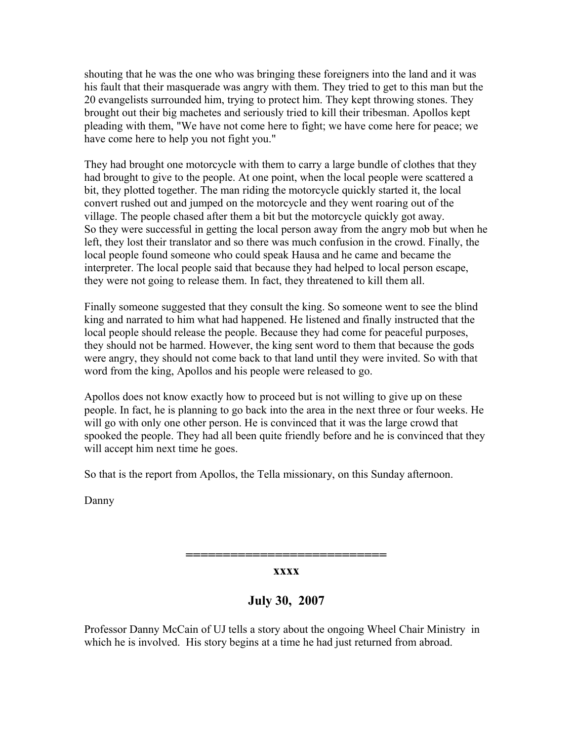shouting that he was the one who was bringing these foreigners into the land and it was his fault that their masquerade was angry with them. They tried to get to this man but the 20 evangelists surrounded him, trying to protect him. They kept throwing stones. They brought out their big machetes and seriously tried to kill their tribesman. Apollos kept pleading with them, "We have not come here to fight; we have come here for peace; we have come here to help you not fight you."

They had brought one motorcycle with them to carry a large bundle of clothes that they had brought to give to the people. At one point, when the local people were scattered a bit, they plotted together. The man riding the motorcycle quickly started it, the local convert rushed out and jumped on the motorcycle and they went roaring out of the village. The people chased after them a bit but the motorcycle quickly got away.
So they were successful in getting the local person away from the angry mob but when he left, they lost their translator and so there was much confusion in the crowd. Finally, the local people found someone who could speak Hausa and he came and became the interpreter. The local people said that because they had helped to local person escape, they were not going to release them. In fact, they threatened to kill them all.

Finally someone suggested that they consult the king. So someone went to see the blind king and narrated to him what had happened. He listened and finally instructed that the local people should release the people. Because they had come for peaceful purposes, they should not be harmed. However, the king sent word to them that because the gods were angry, they should not come back to that land until they were invited. So with that word from the king, Apollos and his people were released to go.

Apollos does not know exactly how to proceed but is not willing to give up on these people. In fact, he is planning to go back into the area in the next three or four weeks. He will go with only one other person. He is convinced that it was the large crowd that spooked the people. They had all been quite friendly before and he is convinced that they will accept him next time he goes.

So that is the report from Apollos, the Tella missionary, on this Sunday afternoon.

Danny

**==========================**

**xxxx**

## July 30, 2007

Professor Danny McCain of UJ tells a story about the ongoing Wheel Chair Ministry in which he is involved. His story begins at a time he had just returned from abroad.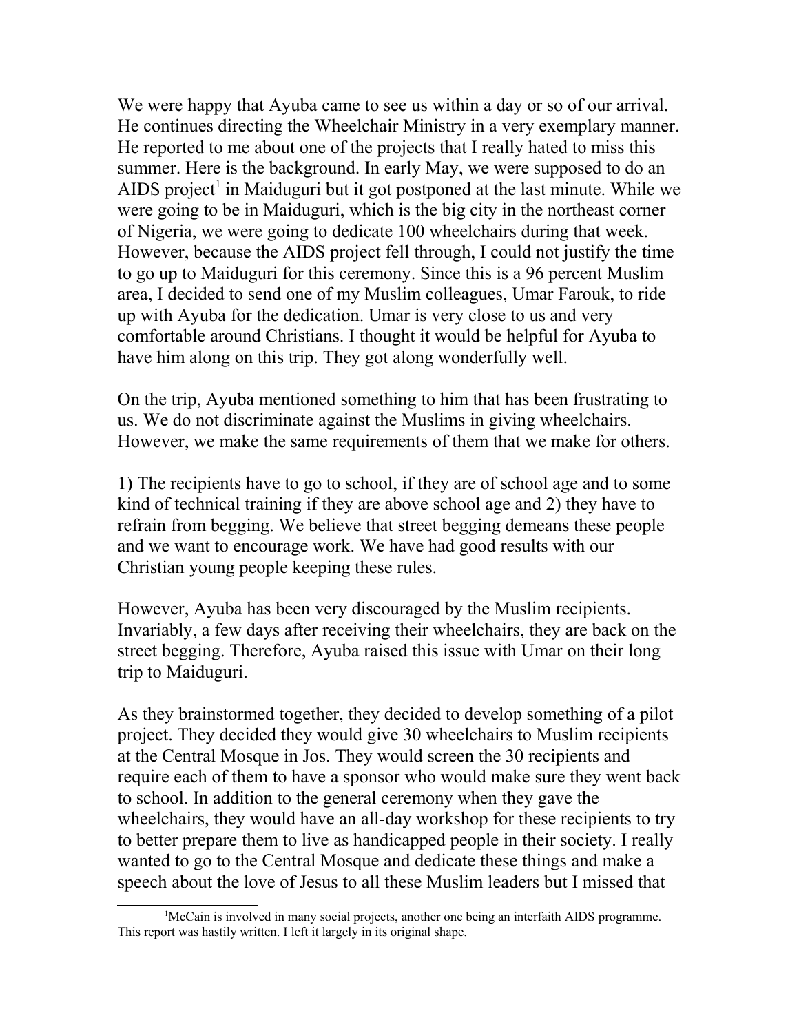We were happy that Ayuba came to see us within a day or so of our arrival. He continues directing the Wheelchair Ministry in a very exemplary manner. He reported to me about one of the projects that I really hated to miss this summer. Here is the background. In early May, we were supposed to do an AIDS project[1] in Maiduguri but it got postponed at the last minute. While we were going to be in Maiduguri, which is the big city in the northeast corner of Nigeria, we were going to dedicate 100 wheelchairs during that week. However, because the AIDS project fell through, I could not justify the time to go up to Maiduguri for this ceremony. Since this is a 96 percent Muslim area, I decided to send one of my Muslim colleagues, Umar Farouk, to ride up with Ayuba for the dedication. Umar is very close to us and very comfortable around Christians. I thought it would be helpful for Ayuba to have him along on this trip. They got along wonderfully well.

On the trip, Ayuba mentioned something to him that has been frustrating to us. We do not discriminate against the Muslims in giving wheelchairs. However, we make the same requirements of them that we make for others.

1) The recipients have to go to school, if they are of school age and to some kind of technical training if they are above school age and 2) they have to refrain from begging. We believe that street begging demeans these people and we want to encourage work. We have had good results with our Christian young people keeping these rules.

However, Ayuba has been very discouraged by the Muslim recipients. Invariably, a few days after receiving their wheelchairs, they are back on the street begging. Therefore, Ayuba raised this issue with Umar on their long trip to Maiduguri.

As they brainstormed together, they decided to develop something of a pilot project. They decided they would give 30 wheelchairs to Muslim recipients at the Central Mosque in Jos. They would screen the 30 recipients and require each of them to have a sponsor who would make sure they went back to school. In addition to the general ceremony when they gave the wheelchairs, they would have an all-day workshop for these recipients to try to better prepare them to live as handicapped people in their society. I really wanted to go to the Central Mosque and dedicate these things and make a speech about the love of Jesus to all these Muslim leaders but I missed that

[1] McCain is involved in many social projects, another one being an interfaith AIDS programme. This report was hastily written. I left it largely in its original shape.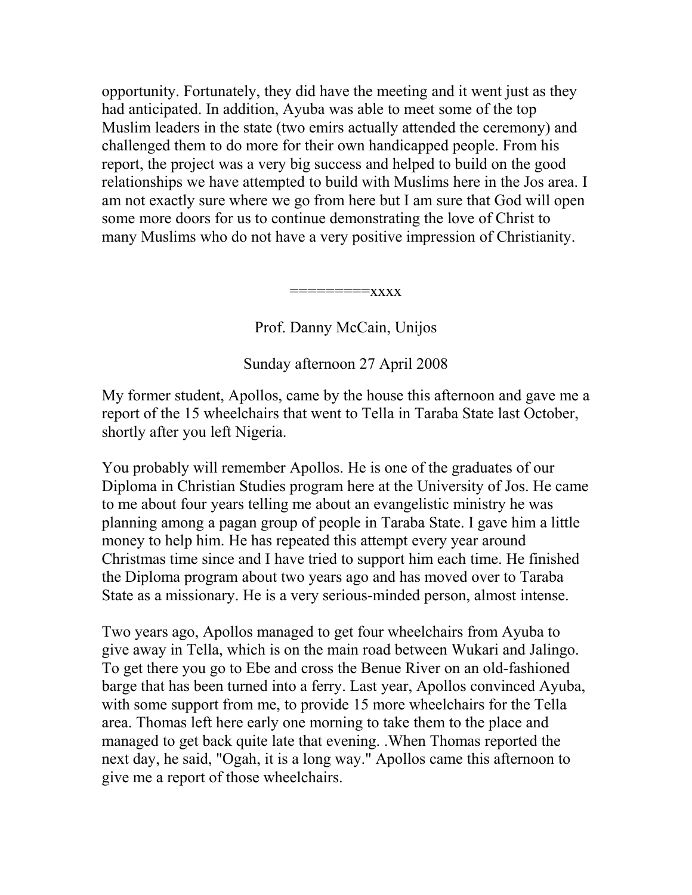opportunity. Fortunately, they did have the meeting and it went just as they had anticipated. In addition, Ayuba was able to meet some of the top Muslim leaders in the state (two emirs actually attended the ceremony) and challenged them to do more for their own handicapped people. From his report, the project was a very big success and helped to build on the good relationships we have attempted to build with Muslims here in the Jos area. I am not exactly sure where we go from here but I am sure that God will open some more doors for us to continue demonstrating the love of Christ to many Muslims who do not have a very positive impression of Christianity.

=========xxxx

Prof. Danny McCain, Unijos

Sunday afternoon 27 April 2008

My former student, Apollos, came by the house this afternoon and gave me a report of the 15 wheelchairs that went to Tella in Taraba State last October, shortly after you left Nigeria.

You probably will remember Apollos. He is one of the graduates of our Diploma in Christian Studies program here at the University of Jos. He came to me about four years telling me about an evangelistic ministry he was planning among a pagan group of people in Taraba State. I gave him a little money to help him. He has repeated this attempt every year around Christmas time since and I have tried to support him each time. He finished the Diploma program about two years ago and has moved over to Taraba State as a missionary. He is a very serious-minded person, almost intense.

Two years ago, Apollos managed to get four wheelchairs from Ayuba to give away in Tella, which is on the main road between Wukari and Jalingo. To get there you go to Ebe and cross the Benue River on an old-fashioned barge that has been turned into a ferry. Last year, Apollos convinced Ayuba, with some support from me, to provide 15 more wheelchairs for the Tella area. Thomas left here early one morning to take them to the place and managed to get back quite late that evening. .When Thomas reported the next day, he said, "Ogah, it is a long way." Apollos came this afternoon to give me a report of those wheelchairs.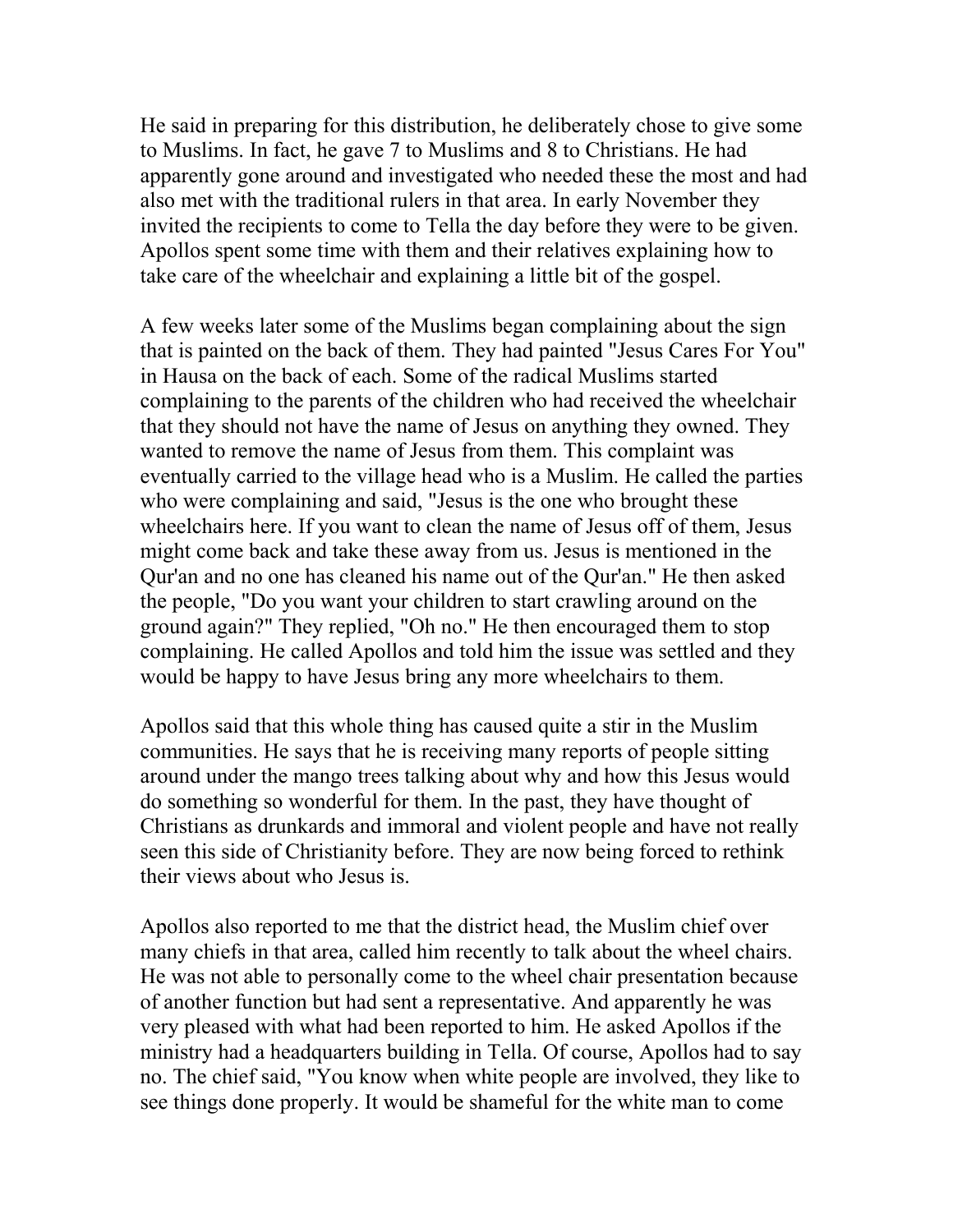He said in preparing for this distribution, he deliberately chose to give some to Muslims. In fact, he gave 7 to Muslims and 8 to Christians. He had apparently gone around and investigated who needed these the most and had also met with the traditional rulers in that area. In early November they invited the recipients to come to Tella the day before they were to be given. Apollos spent some time with them and their relatives explaining how to take care of the wheelchair and explaining a little bit of the gospel.

A few weeks later some of the Muslims began complaining about the sign that is painted on the back of them. They had painted "Jesus Cares For You" in Hausa on the back of each. Some of the radical Muslims started complaining to the parents of the children who had received the wheelchair that they should not have the name of Jesus on anything they owned. They wanted to remove the name of Jesus from them. This complaint was eventually carried to the village head who is a Muslim. He called the parties who were complaining and said, "Jesus is the one who brought these wheelchairs here. If you want to clean the name of Jesus off of them, Jesus might come back and take these away from us. Jesus is mentioned in the Qur'an and no one has cleaned his name out of the Qur'an." He then asked the people, "Do you want your children to start crawling around on the ground again?" They replied, "Oh no." He then encouraged them to stop complaining. He called Apollos and told him the issue was settled and they would be happy to have Jesus bring any more wheelchairs to them.

Apollos said that this whole thing has caused quite a stir in the Muslim communities. He says that he is receiving many reports of people sitting around under the mango trees talking about why and how this Jesus would do something so wonderful for them. In the past, they have thought of Christians as drunkards and immoral and violent people and have not really seen this side of Christianity before. They are now being forced to rethink their views about who Jesus is.

Apollos also reported to me that the district head, the Muslim chief over many chiefs in that area, called him recently to talk about the wheel chairs. He was not able to personally come to the wheel chair presentation because of another function but had sent a representative. And apparently he was very pleased with what had been reported to him. He asked Apollos if the ministry had a headquarters building in Tella. Of course, Apollos had to say no. The chief said, "You know when white people are involved, they like to see things done properly. It would be shameful for the white man to come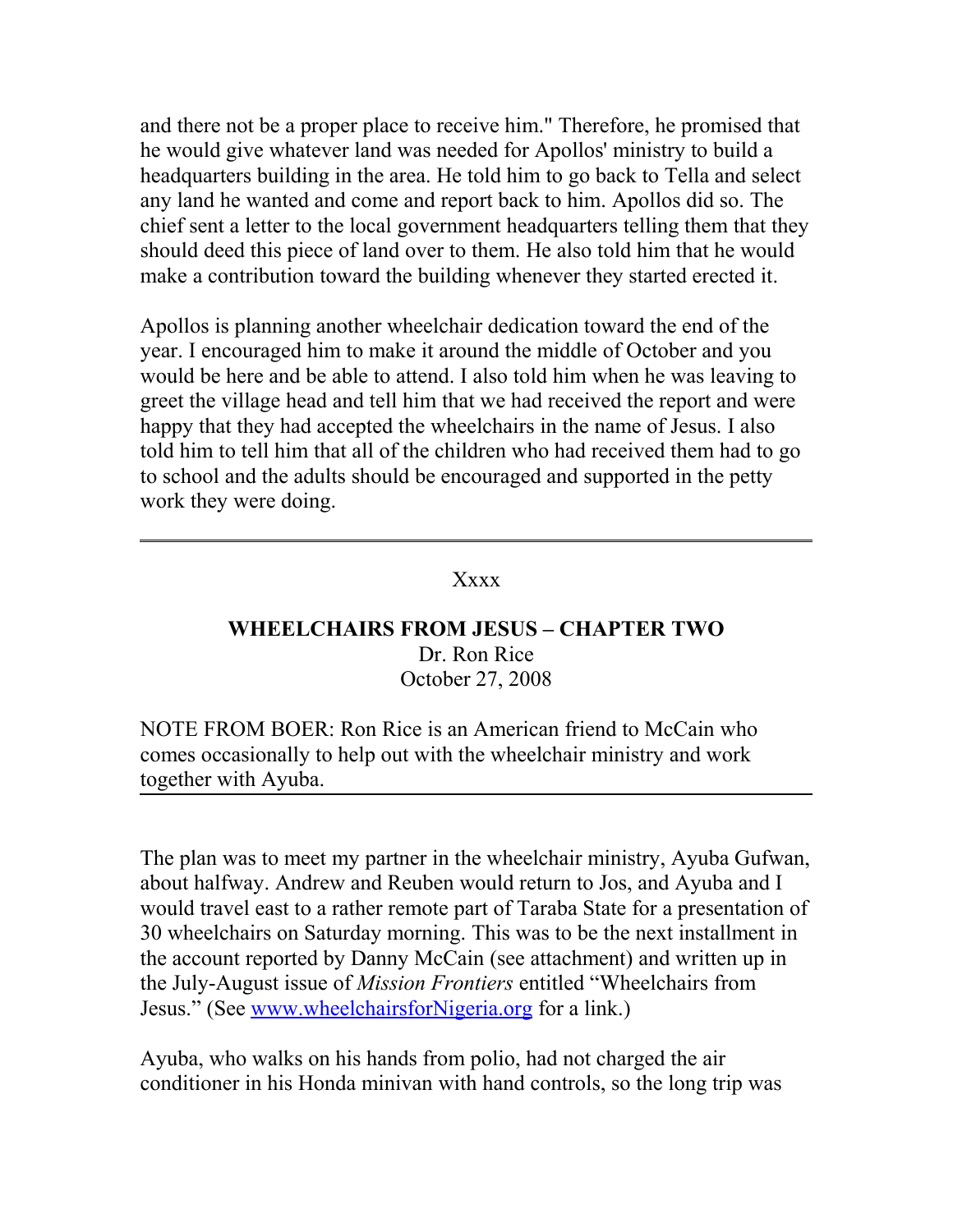and there not be a proper place to receive him." Therefore, he promised that he would give whatever land was needed for Apollos' ministry to build a headquarters building in the area. He told him to go back to Tella and select any land he wanted and come and report back to him. Apollos did so. The chief sent a letter to the local government headquarters telling them that they should deed this piece of land over to them. He also told him that he would make a contribution toward the building whenever they started erected it.

Apollos is planning another wheelchair dedication toward the end of the year. I encouraged him to make it around the middle of October and you would be here and be able to attend. I also told him when he was leaving to greet the village head and tell him that we had received the report and were happy that they had accepted the wheelchairs in the name of Jesus. I also told him to tell him that all of the children who had received them had to go to school and the adults should be encouraged and supported in the petty work they were doing.

---

Xxxx

## WHEELCHAIRS FROM JESUS – CHAPTER TWO

Dr. Ron Rice
October 27, 2008

NOTE FROM BOER: Ron Rice is an American friend to McCain who comes occasionally to help out with the wheelchair ministry and work together with Ayuba.

---

The plan was to meet my partner in the wheelchair ministry, Ayuba Gufwan, about halfway. Andrew and Reuben would return to Jos, and Ayuba and I would travel east to a rather remote part of Taraba State for a presentation of 30 wheelchairs on Saturday morning. This was to be the next installment in the account reported by Danny McCain (see attachment) and written up in the July-August issue of *Mission Frontiers* entitled "Wheelchairs from Jesus." (See [www.wheelchairsforNigeria.org](www.wheelchairsforNigeria.org) for a link.)

Ayuba, who walks on his hands from polio, had not charged the air conditioner in his Honda minivan with hand controls, so the long trip was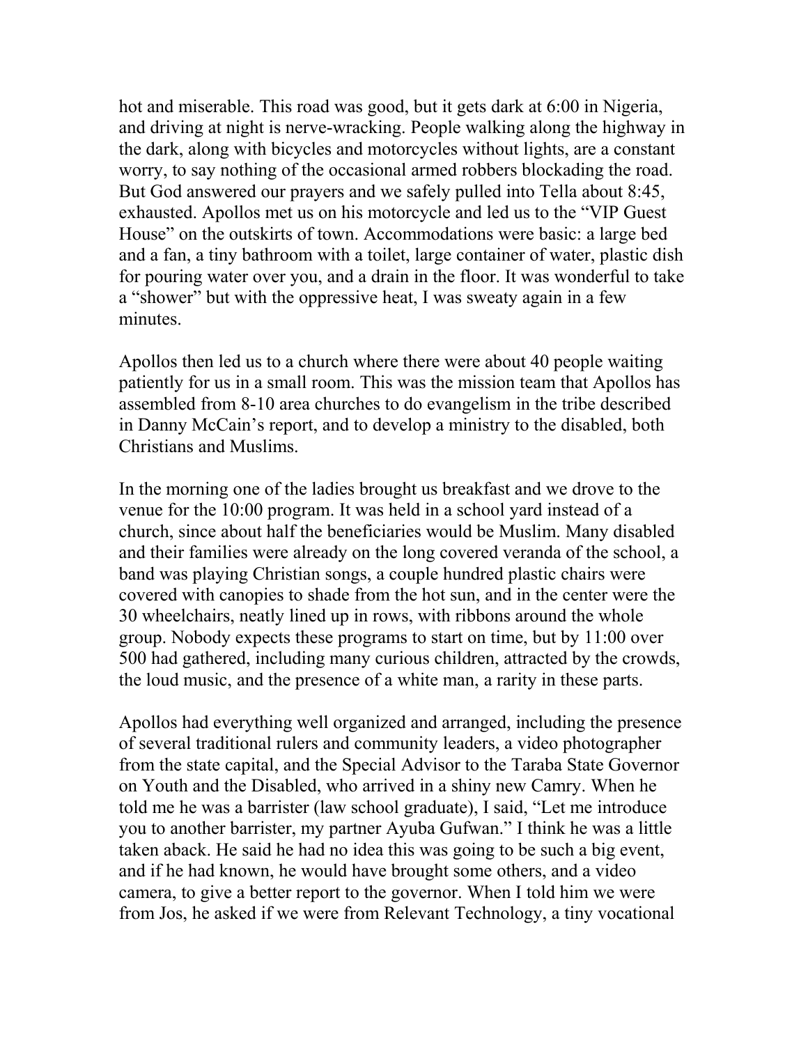hot and miserable. This road was good, but it gets dark at 6:00 in Nigeria, and driving at night is nerve-wracking. People walking along the highway in the dark, along with bicycles and motorcycles without lights, are a constant worry, to say nothing of the occasional armed robbers blockading the road. But God answered our prayers and we safely pulled into Tella about 8:45, exhausted. Apollos met us on his motorcycle and led us to the "VIP Guest House" on the outskirts of town. Accommodations were basic: a large bed and a fan, a tiny bathroom with a toilet, large container of water, plastic dish for pouring water over you, and a drain in the floor. It was wonderful to take a "shower" but with the oppressive heat, I was sweaty again in a few minutes.

Apollos then led us to a church where there were about 40 people waiting patiently for us in a small room. This was the mission team that Apollos has assembled from 8-10 area churches to do evangelism in the tribe described in Danny McCain's report, and to develop a ministry to the disabled, both Christians and Muslims.

In the morning one of the ladies brought us breakfast and we drove to the venue for the 10:00 program. It was held in a school yard instead of a church, since about half the beneficiaries would be Muslim. Many disabled and their families were already on the long covered veranda of the school, a band was playing Christian songs, a couple hundred plastic chairs were covered with canopies to shade from the hot sun, and in the center were the 30 wheelchairs, neatly lined up in rows, with ribbons around the whole group. Nobody expects these programs to start on time, but by 11:00 over 500 had gathered, including many curious children, attracted by the crowds, the loud music, and the presence of a white man, a rarity in these parts.

Apollos had everything well organized and arranged, including the presence of several traditional rulers and community leaders, a video photographer from the state capital, and the Special Advisor to the Taraba State Governor on Youth and the Disabled, who arrived in a shiny new Camry. When he told me he was a barrister (law school graduate), I said, "Let me introduce you to another barrister, my partner Ayuba Gufwan." I think he was a little taken aback. He said he had no idea this was going to be such a big event, and if he had known, he would have brought some others, and a video camera, to give a better report to the governor. When I told him we were from Jos, he asked if we were from Relevant Technology, a tiny vocational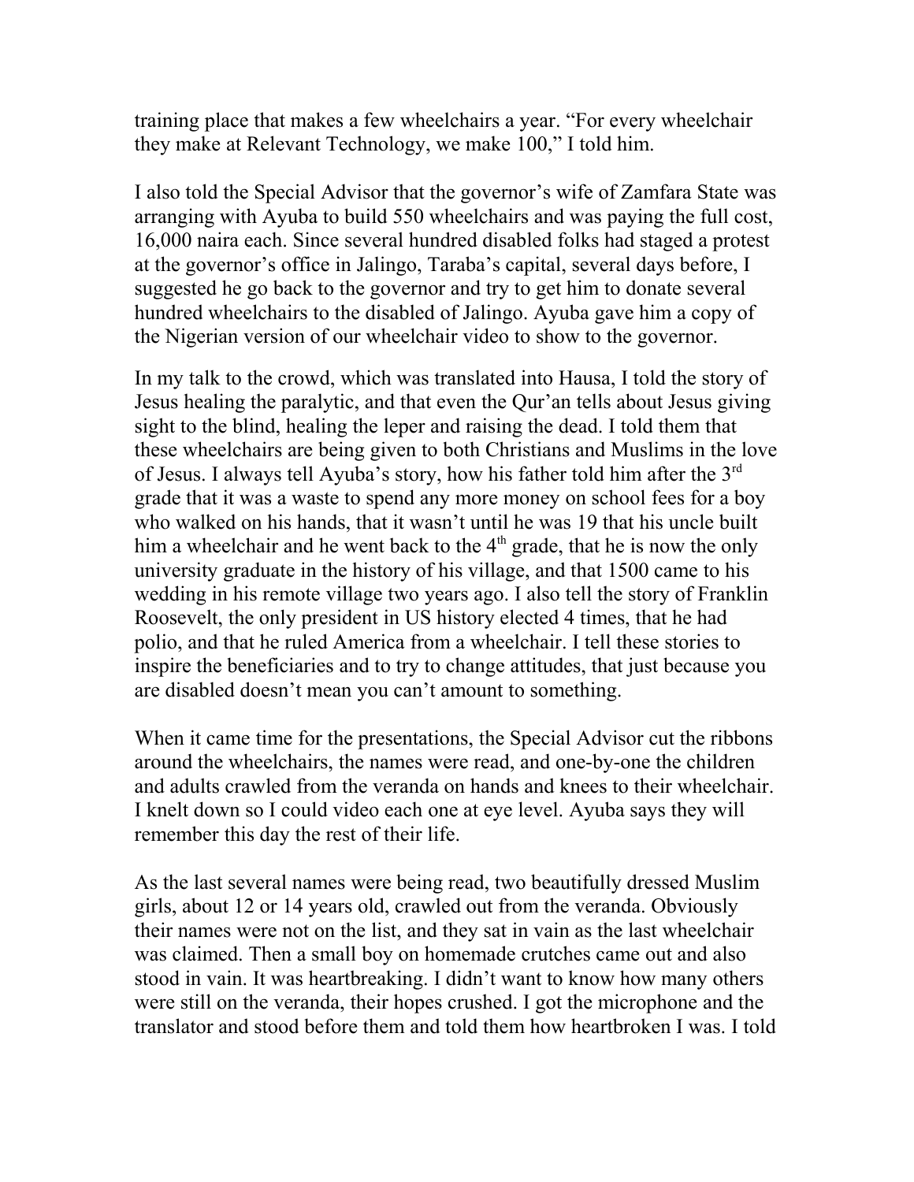training place that makes a few wheelchairs a year. “For every wheelchair they make at Relevant Technology, we make 100,” I told him.

I also told the Special Advisor that the governor’s wife of Zamfara State was arranging with Ayuba to build 550 wheelchairs and was paying the full cost, 16,000 naira each. Since several hundred disabled folks had staged a protest at the governor’s office in Jalingo, Taraba’s capital, several days before, I suggested he go back to the governor and try to get him to donate several hundred wheelchairs to the disabled of Jalingo. Ayuba gave him a copy of the Nigerian version of our wheelchair video to show to the governor.

In my talk to the crowd, which was translated into Hausa, I told the story of Jesus healing the paralytic, and that even the Qur’an tells about Jesus giving sight to the blind, healing the leper and raising the dead. I told them that these wheelchairs are being given to both Christians and Muslims in the love of Jesus. I always tell Ayuba’s story, how his father told him after the 3rd grade that it was a waste to spend any more money on school fees for a boy who walked on his hands, that it wasn’t until he was 19 that his uncle built him a wheelchair and he went back to the 4th grade, that he is now the only university graduate in the history of his village, and that 1500 came to his wedding in his remote village two years ago. I also tell the story of Franklin Roosevelt, the only president in US history elected 4 times, that he had polio, and that he ruled America from a wheelchair. I tell these stories to inspire the beneficiaries and to try to change attitudes, that just because you are disabled doesn’t mean you can’t amount to something.

When it came time for the presentations, the Special Advisor cut the ribbons around the wheelchairs, the names were read, and one-by-one the children and adults crawled from the veranda on hands and knees to their wheelchair. I knelt down so I could video each one at eye level. Ayuba says they will remember this day the rest of their life.

As the last several names were being read, two beautifully dressed Muslim girls, about 12 or 14 years old, crawled out from the veranda. Obviously their names were not on the list, and they sat in vain as the last wheelchair was claimed. Then a small boy on homemade crutches came out and also stood in vain. It was heartbreaking. I didn’t want to know how many others were still on the veranda, their hopes crushed. I got the microphone and the translator and stood before them and told them how heartbroken I was. I told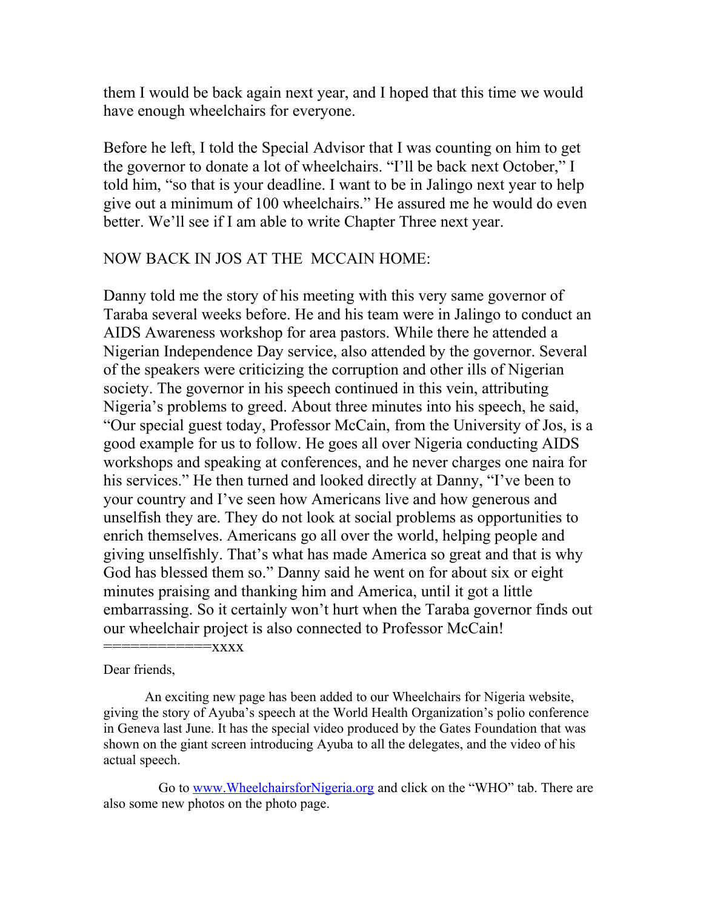them I would be back again next year, and I hoped that this time we would have enough wheelchairs for everyone.

Before he left, I told the Special Advisor that I was counting on him to get the governor to donate a lot of wheelchairs. "I'll be back next October," I told him, "so that is your deadline. I want to be in Jalingo next year to help give out a minimum of 100 wheelchairs." He assured me he would do even better. We'll see if I am able to write Chapter Three next year.

NOW BACK IN JOS AT THE  MCCAIN HOME:

Danny told me the story of his meeting with this very same governor of Taraba several weeks before. He and his team were in Jalingo to conduct an AIDS Awareness workshop for area pastors. While there he attended a Nigerian Independence Day service, also attended by the governor. Several of the speakers were criticizing the corruption and other ills of Nigerian society. The governor in his speech continued in this vein, attributing Nigeria's problems to greed. About three minutes into his speech, he said, "Our special guest today, Professor McCain, from the University of Jos, is a good example for us to follow. He goes all over Nigeria conducting AIDS workshops and speaking at conferences, and he never charges one naira for his services." He then turned and looked directly at Danny, "I've been to your country and I've seen how Americans live and how generous and unselfish they are. They do not look at social problems as opportunities to enrich themselves. Americans go all over the world, helping people and giving unselfishly. That's what has made America so great and that is why God has blessed them so." Danny said he went on for about six or eight minutes praising and thanking him and America, until it got a little embarrassing. So it certainly won't hurt when the Taraba governor finds out our wheelchair project is also connected to Professor McCain!

============xxxx

Dear friends,

An exciting new page has been added to our Wheelchairs for Nigeria website, giving the story of Ayuba's speech at the World Health Organization's polio conference in Geneva last June. It has the special video produced by the Gates Foundation that was shown on the giant screen introducing Ayuba to all the delegates, and the video of his actual speech.

Go to [www.WheelchairsforNigeria.org](http://www.WheelchairsforNigeria.org) and click on the "WHO" tab. There are also some new photos on the photo page.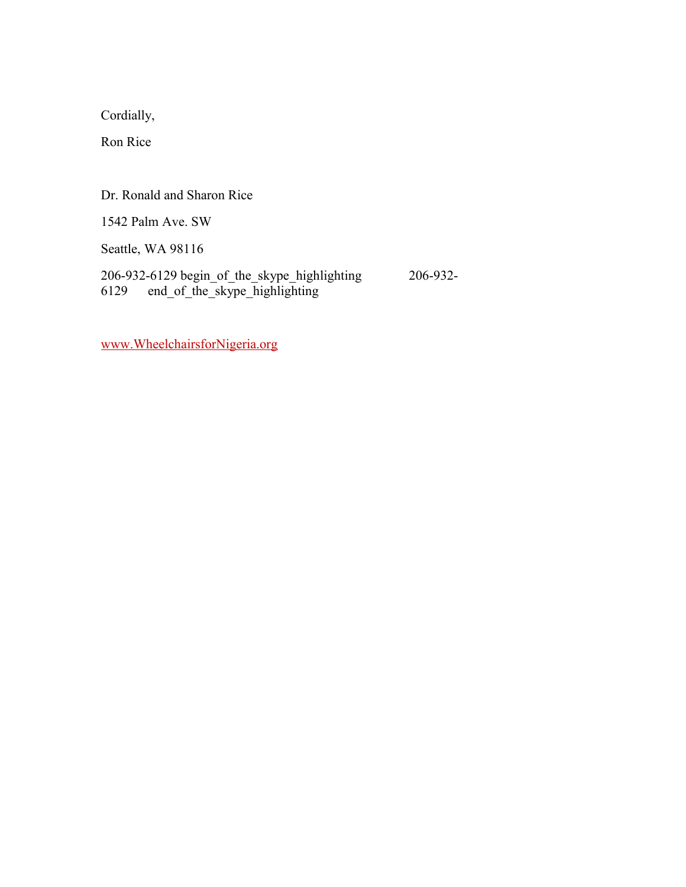Cordially,

Ron Rice

Dr. Ronald and Sharon Rice

1542 Palm Ave. SW

Seattle, WA 98116

206-932-6129 begin_of_the_skype_highlighting 206-932-6129 end_of_the_skype_highlighting

www.WheelchairsforNigeria.org